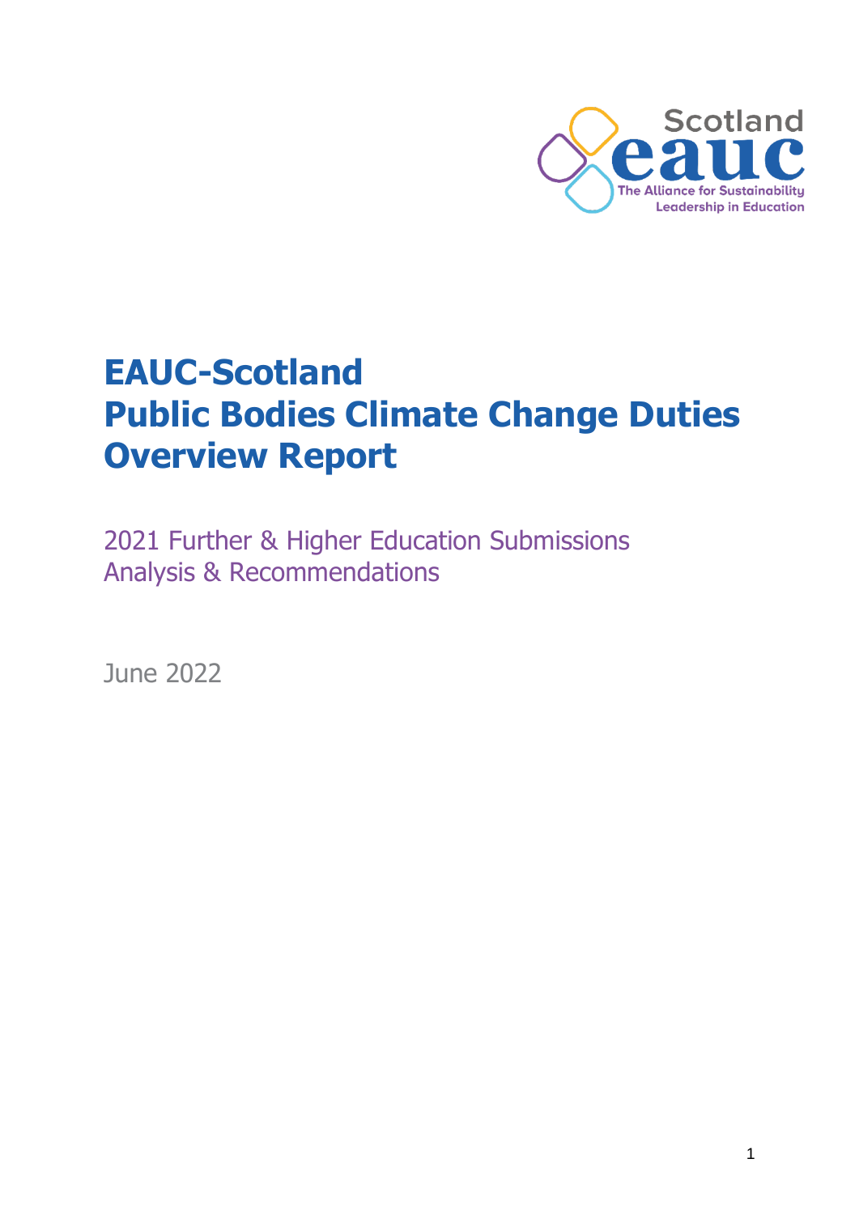Scotland
eauc
The Alliance for Sustainability Leadership in Education

# EAUC-Scotland Public Bodies Climate Change Duties Overview Report

## 2021 Further & Higher Education Submissions Analysis & Recommendations

June 2022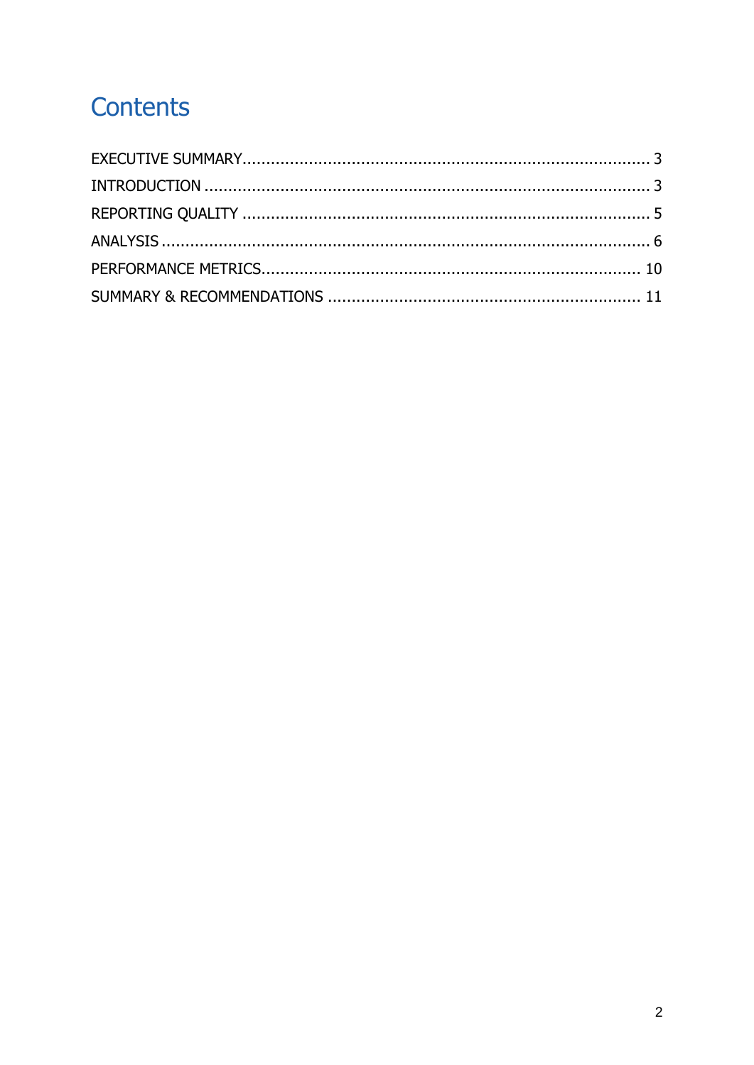# Contents

EXECUTIVE SUMMARY ........................................................................................ 3
INTRODUCTION ................................................................................................ 3
REPORTING QUALITY ........................................................................................ 5
ANALYSIS ........................................................................................................ 6
PERFORMANCE METRICS ................................................................................. 10
SUMMARY & RECOMMENDATIONS .................................................................... 11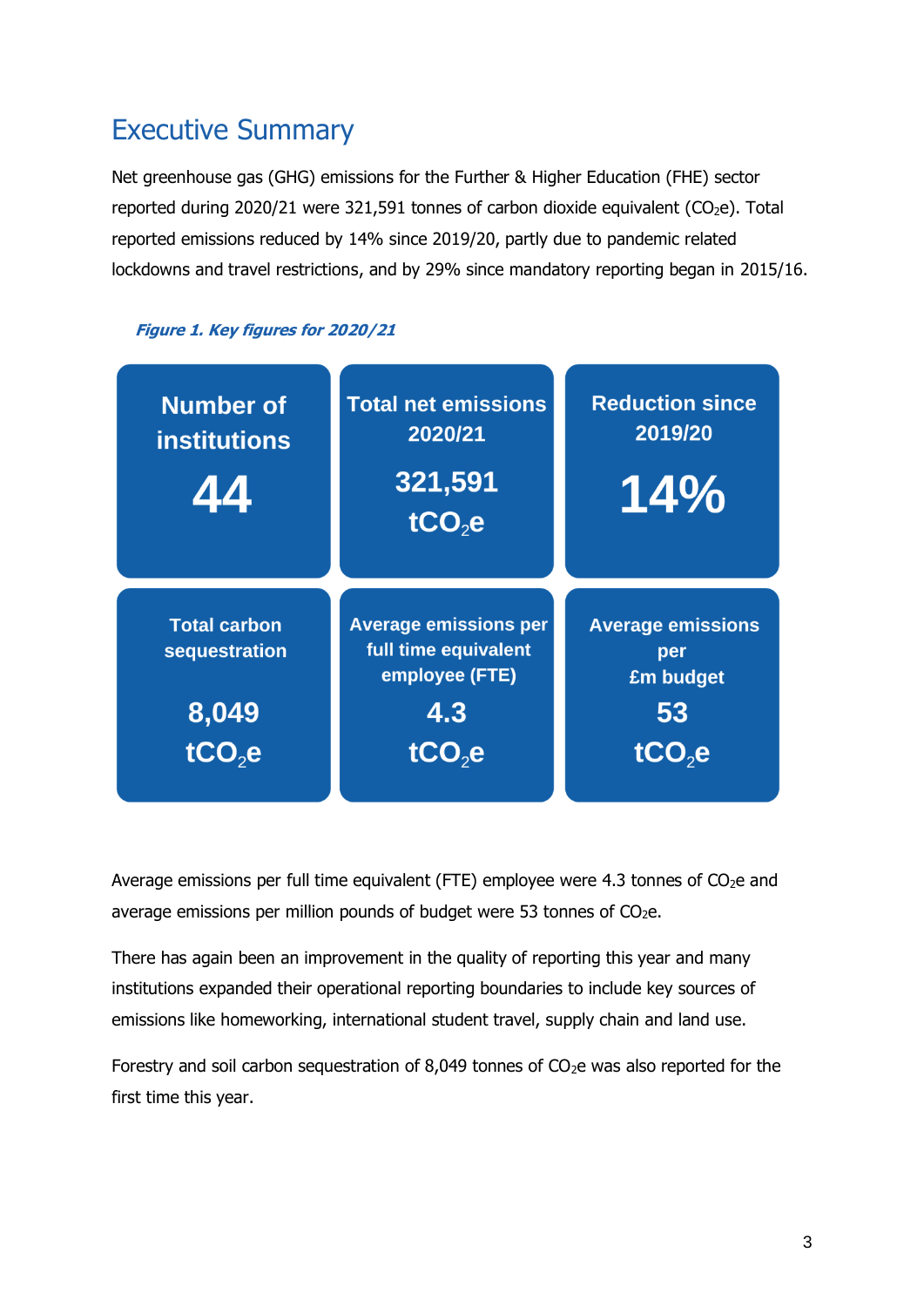# Executive Summary

Net greenhouse gas (GHG) emissions for the Further & Higher Education (FHE) sector reported during 2020/21 were 321,591 tonnes of carbon dioxide equivalent ($CO_2e$). Total reported emissions reduced by 14% since 2019/20, partly due to pandemic related lockdowns and travel restrictions, and by 29% since mandatory reporting began in 2015/16.

***Figure 1. Key figures for 2020/21***

| Number of institutions | Total net emissions 2020/21 | Reduction since 2019/20 |
| --- | --- | --- |
| **44** | **321,591 $tCO_2e$** | **14%** |

| Total carbon sequestration | Average emissions per full time equivalent employee (FTE) | Average emissions per £m budget |
| --- | --- | --- |
| **8,049 $tCO_2e$** | **4.3 $tCO_2e$** | **53 $tCO_2e$** |

Average emissions per full time equivalent (FTE) employee were 4.3 tonnes of $CO_2e$ and average emissions per million pounds of budget were 53 tonnes of $CO_2e$.

There has again been an improvement in the quality of reporting this year and many institutions expanded their operational reporting boundaries to include key sources of emissions like homeworking, international student travel, supply chain and land use.

Forestry and soil carbon sequestration of 8,049 tonnes of $CO_2e$ was also reported for the first time this year.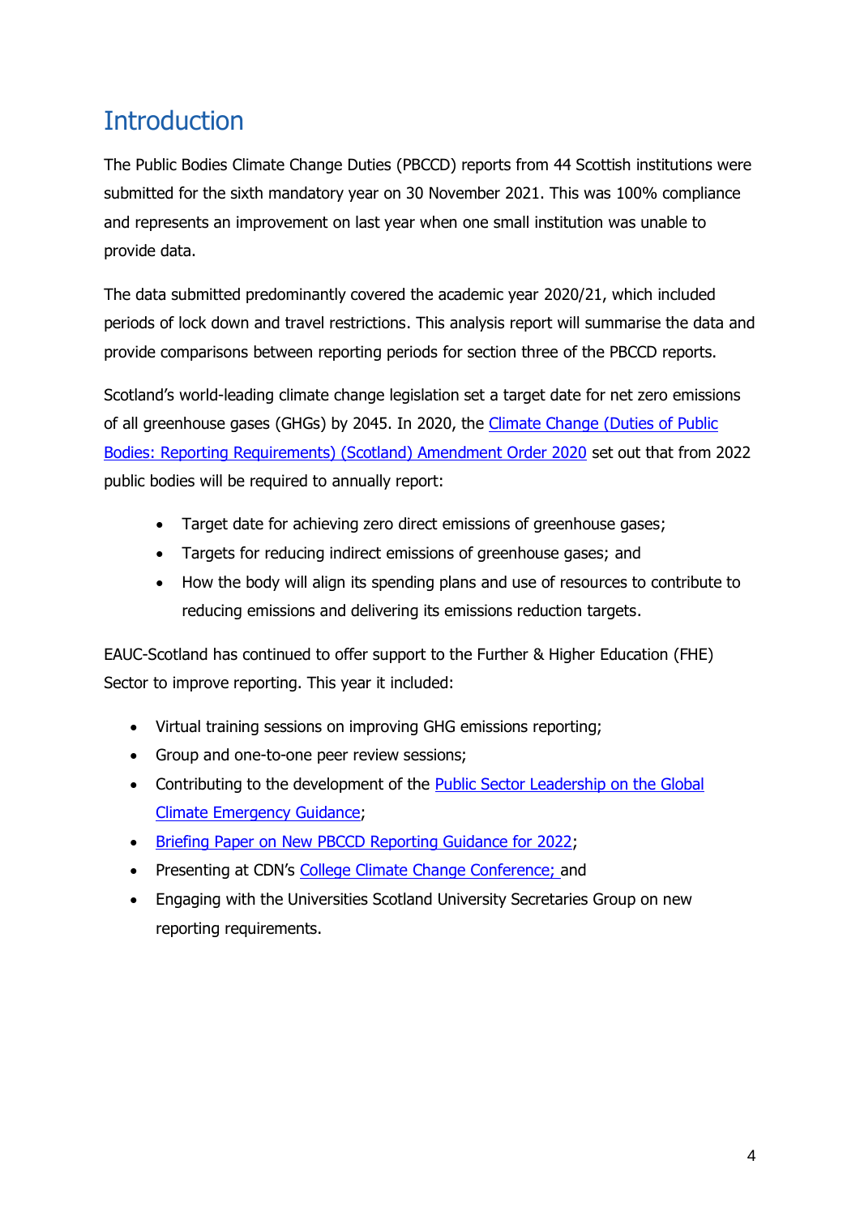# Introduction

The Public Bodies Climate Change Duties (PBCCD) reports from 44 Scottish institutions were submitted for the sixth mandatory year on 30 November 2021. This was 100% compliance and represents an improvement on last year when one small institution was unable to provide data.

The data submitted predominantly covered the academic year 2020/21, which included periods of lock down and travel restrictions. This analysis report will summarise the data and provide comparisons between reporting periods for section three of the PBCCD reports.

Scotland's world-leading climate change legislation set a target date for net zero emissions of all greenhouse gases (GHGs) by 2045. In 2020, the Climate Change (Duties of Public Bodies: Reporting Requirements) (Scotland) Amendment Order 2020 set out that from 2022 public bodies will be required to annually report:

- Target date for achieving zero direct emissions of greenhouse gases;
- Targets for reducing indirect emissions of greenhouse gases; and
- How the body will align its spending plans and use of resources to contribute to reducing emissions and delivering its emissions reduction targets.

EAUC-Scotland has continued to offer support to the Further & Higher Education (FHE) Sector to improve reporting. This year it included:

- Virtual training sessions on improving GHG emissions reporting;
- Group and one-to-one peer review sessions;
- Contributing to the development of the Public Sector Leadership on the Global Climate Emergency Guidance;
- Briefing Paper on New PBCCD Reporting Guidance for 2022;
- Presenting at CDN's College Climate Change Conference; and
- Engaging with the Universities Scotland University Secretaries Group on new reporting requirements.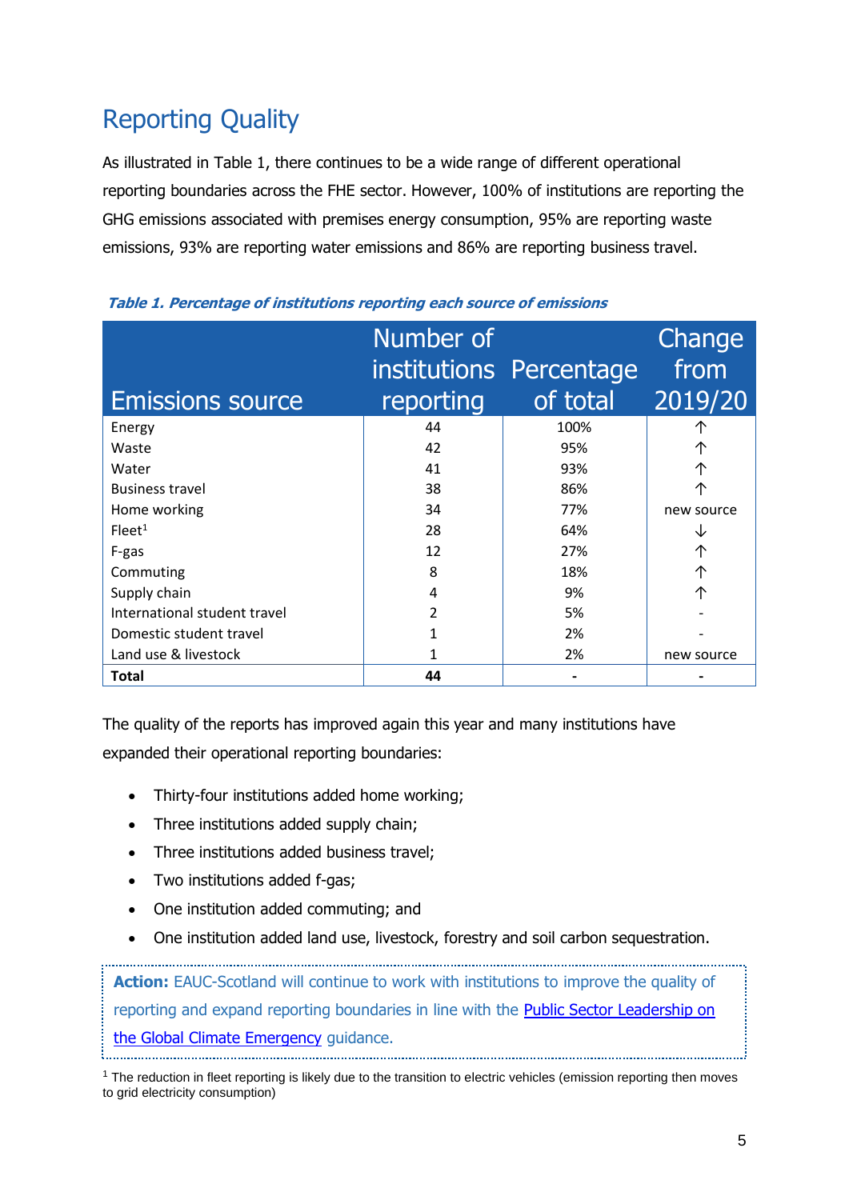## Reporting Quality

As illustrated in Table 1, there continues to be a wide range of different operational reporting boundaries across the FHE sector. However, 100% of institutions are reporting the GHG emissions associated with premises energy consumption, 95% are reporting waste emissions, 93% are reporting water emissions and 86% are reporting business travel.

***Table 1. Percentage of institutions reporting each source of emissions***

| Emissions source | Number of institutions reporting | Percentage of total | Change from 2019/20 |
|---|---|---|---|
| Energy | 44 | 100% | ↑ |
| Waste | 42 | 95% | ↑ |
| Water | 41 | 93% | ↑ |
| Business travel | 38 | 86% | ↑ |
| Home working | 34 | 77% | new source |
| Fleet[1] | 28 | 64% | ↓ |
| F-gas | 12 | 27% | ↑ |
| Commuting | 8 | 18% | ↑ |
| Supply chain | 4 | 9% | ↑ |
| International student travel | 2 | 5% | - |
| Domestic student travel | 1 | 2% | - |
| Land use & livestock | 1 | 2% | new source |
| **Total** | **44** | **-** | **-** |

The quality of the reports has improved again this year and many institutions have expanded their operational reporting boundaries:

- Thirty-four institutions added home working;
- Three institutions added supply chain;
- Three institutions added business travel;
- Two institutions added f-gas;
- One institution added commuting; and
- One institution added land use, livestock, forestry and soil carbon sequestration.

**Action:** EAUC-Scotland will continue to work with institutions to improve the quality of reporting and expand reporting boundaries in line with the Public Sector Leadership on the Global Climate Emergency guidance.

[1] The reduction in fleet reporting is likely due to the transition to electric vehicles (emission reporting then moves to grid electricity consumption)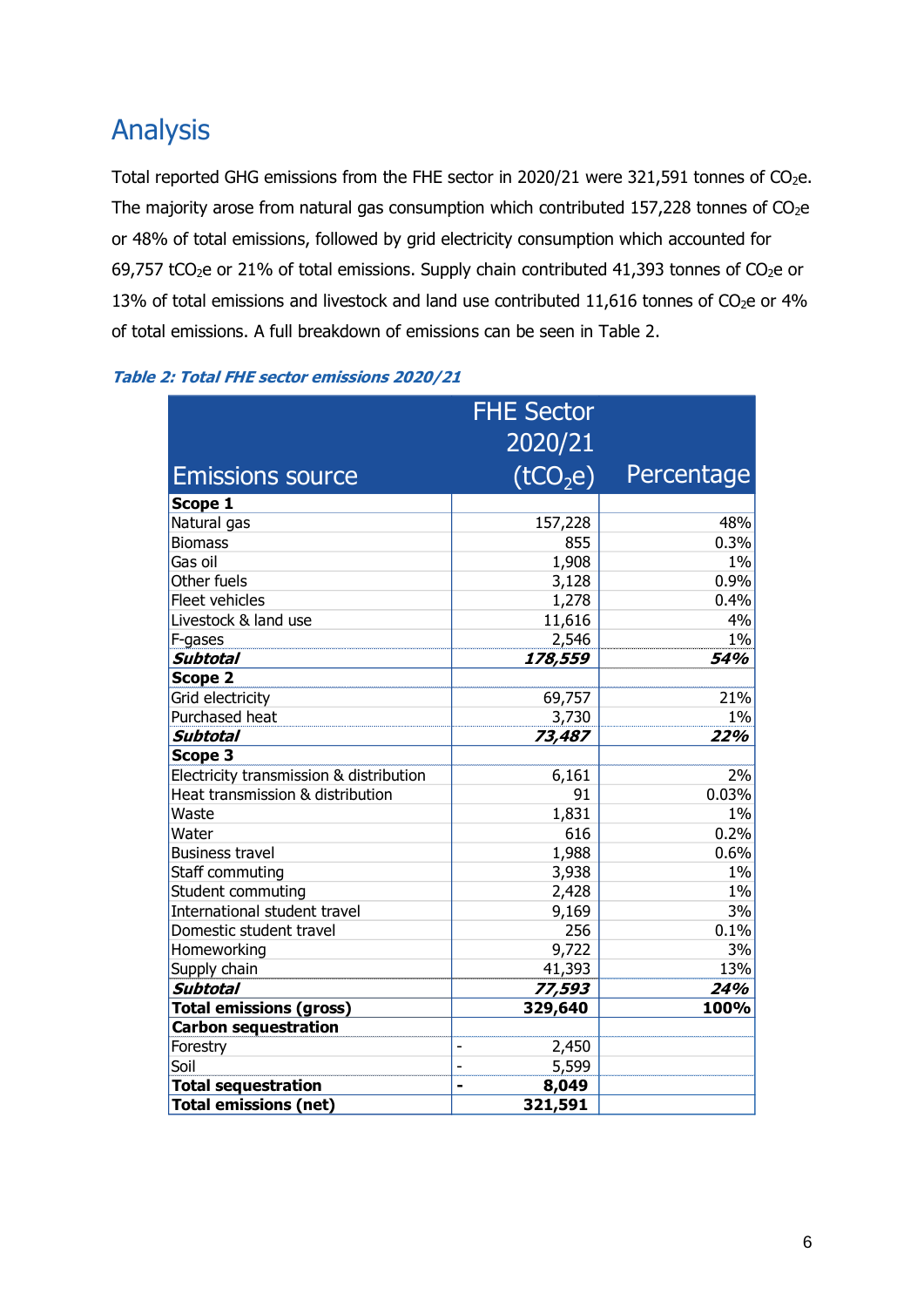# Analysis

Total reported GHG emissions from the FHE sector in 2020/21 were 321,591 tonnes of $CO_2e$. The majority arose from natural gas consumption which contributed 157,228 tonnes of $CO_2e$ or 48% of total emissions, followed by grid electricity consumption which accounted for 69,757 $tCO_2e$ or 21% of total emissions. Supply chain contributed 41,393 tonnes of $CO_2e$ or 13% of total emissions and livestock and land use contributed 11,616 tonnes of $CO_2e$ or 4% of total emissions. A full breakdown of emissions can be seen in Table 2.

***Table 2: Total FHE sector emissions 2020/21***

| Emissions source | FHE Sector 2020/21 ($tCO_2e$) | Percentage |
|---|---|---|
| **Scope 1** | | |
| Natural gas | 157,228 | 48% |
| Biomass | 855 | 0.3% |
| Gas oil | 1,908 | 1% |
| Other fuels | 3,128 | 0.9% |
| Fleet vehicles | 1,278 | 0.4% |
| Livestock & land use | 11,616 | 4% |
| F-gases | 2,546 | 1% |
| ***Subtotal*** | ***178,559*** | ***54%*** |
| **Scope 2** | | |
| Grid electricity | 69,757 | 21% |
| Purchased heat | 3,730 | 1% |
| ***Subtotal*** | ***73,487*** | ***22%*** |
| **Scope 3** | | |
| Electricity transmission & distribution | 6,161 | 2% |
| Heat transmission & distribution | 91 | 0.03% |
| Waste | 1,831 | 1% |
| Water | 616 | 0.2% |
| Business travel | 1,988 | 0.6% |
| Staff commuting | 3,938 | 1% |
| Student commuting | 2,428 | 1% |
| International student travel | 9,169 | 3% |
| Domestic student travel | 256 | 0.1% |
| Homeworking | 9,722 | 3% |
| Supply chain | 41,393 | 13% |
| ***Subtotal*** | ***77,593*** | ***24%*** |
| **Total emissions (gross)** | **329,640** | **100%** |
| **Carbon sequestration** | | |
| Forestry | - 2,450 | |
| Soil | - 5,599 | |
| **Total sequestration** | **- 8,049** | |
| **Total emissions (net)** | **321,591** | |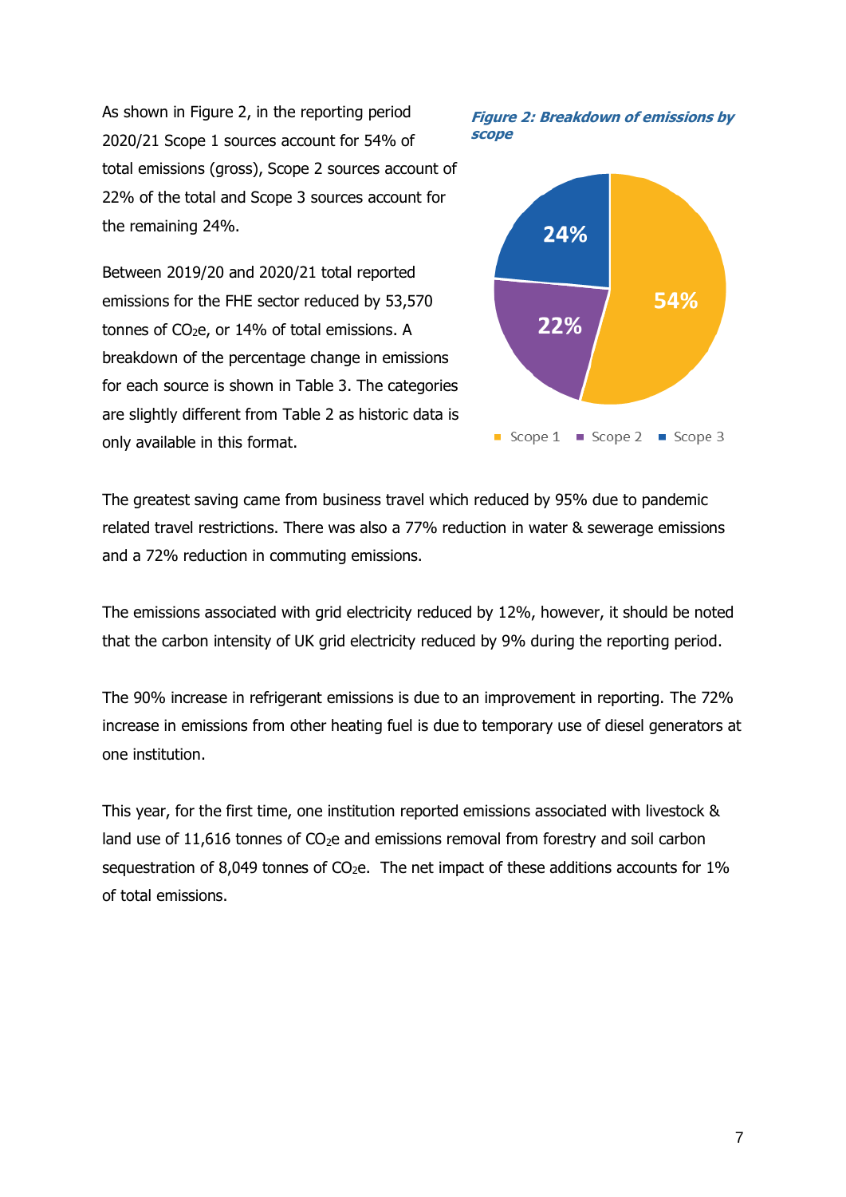As shown in Figure 2, in the reporting period 2020/21 Scope 1 sources account for 54% of total emissions (gross), Scope 2 sources account of 22% of the total and Scope 3 sources account for the remaining 24%.

Between 2019/20 and 2020/21 total reported emissions for the FHE sector reduced by 53,570 tonnes of $CO_2e$, or 14% of total emissions. A breakdown of the percentage change in emissions for each source is shown in Table 3. The categories are slightly different from Table 2 as historic data is only available in this format.

***Figure 2: Breakdown of emissions by scope***

The greatest saving came from business travel which reduced by 95% due to pandemic related travel restrictions. There was also a 77% reduction in water & sewerage emissions and a 72% reduction in commuting emissions.

The emissions associated with grid electricity reduced by 12%, however, it should be noted that the carbon intensity of UK grid electricity reduced by 9% during the reporting period.

The 90% increase in refrigerant emissions is due to an improvement in reporting. The 72% increase in emissions from other heating fuel is due to temporary use of diesel generators at one institution.

This year, for the first time, one institution reported emissions associated with livestock & land use of 11,616 tonnes of $CO_2e$ and emissions removal from forestry and soil carbon sequestration of 8,049 tonnes of $CO_2e$. The net impact of these additions accounts for 1% of total emissions.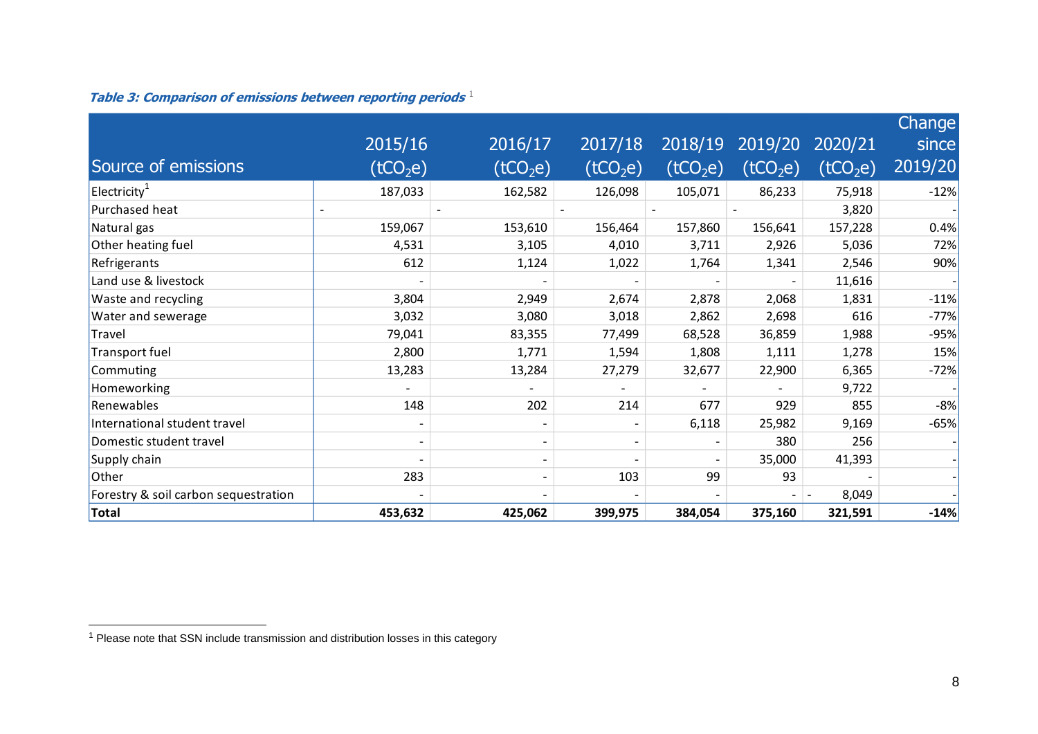***Table 3: Comparison of emissions between reporting periods*** [1]

| Source of emissions | 2015/16 ($tCO_2e$) | 2016/17 ($tCO_2e$) | 2017/18 ($tCO_2e$) | 2018/19 ($tCO_2e$) | 2019/20 ($tCO_2e$) | 2020/21 ($tCO_2e$) | Change since 2019/20 |
|---|---|---|---|---|---|---|---|
| Electricity[1] | 187,033 | 162,582 | 126,098 | 105,071 | 86,233 | 75,918 | -12% |
| Purchased heat | - | - | - | - | - | 3,820 | - |
| Natural gas | 159,067 | 153,610 | 156,464 | 157,860 | 156,641 | 157,228 | 0.4% |
| Other heating fuel | 4,531 | 3,105 | 4,010 | 3,711 | 2,926 | 5,036 | 72% |
| Refrigerants | 612 | 1,124 | 1,022 | 1,764 | 1,341 | 2,546 | 90% |
| Land use & livestock | - | - | - | - | - | 11,616 | - |
| Waste and recycling | 3,804 | 2,949 | 2,674 | 2,878 | 2,068 | 1,831 | -11% |
| Water and sewerage | 3,032 | 3,080 | 3,018 | 2,862 | 2,698 | 616 | -77% |
| Travel | 79,041 | 83,355 | 77,499 | 68,528 | 36,859 | 1,988 | -95% |
| Transport fuel | 2,800 | 1,771 | 1,594 | 1,808 | 1,111 | 1,278 | 15% |
| Commuting | 13,283 | 13,284 | 27,279 | 32,677 | 22,900 | 6,365 | -72% |
| Homeworking | - | - | - | - | - | 9,722 | - |
| Renewables | 148 | 202 | 214 | 677 | 929 | 855 | -8% |
| International student travel | - | - | - | 6,118 | 25,982 | 9,169 | -65% |
| Domestic student travel | - | - | - | - | 380 | 256 | - |
| Supply chain | - | - | - | - | 35,000 | 41,393 | - |
| Other | 283 | - | 103 | 99 | 93 | - | - |
| Forestry & soil carbon sequestration | - | - | - | - | - | - 8,049 | - |
| **Total** | **453,632** | **425,062** | **399,975** | **384,054** | **375,160** | **321,591** | **-14%** |

[1] Please note that SSN include transmission and distribution losses in this category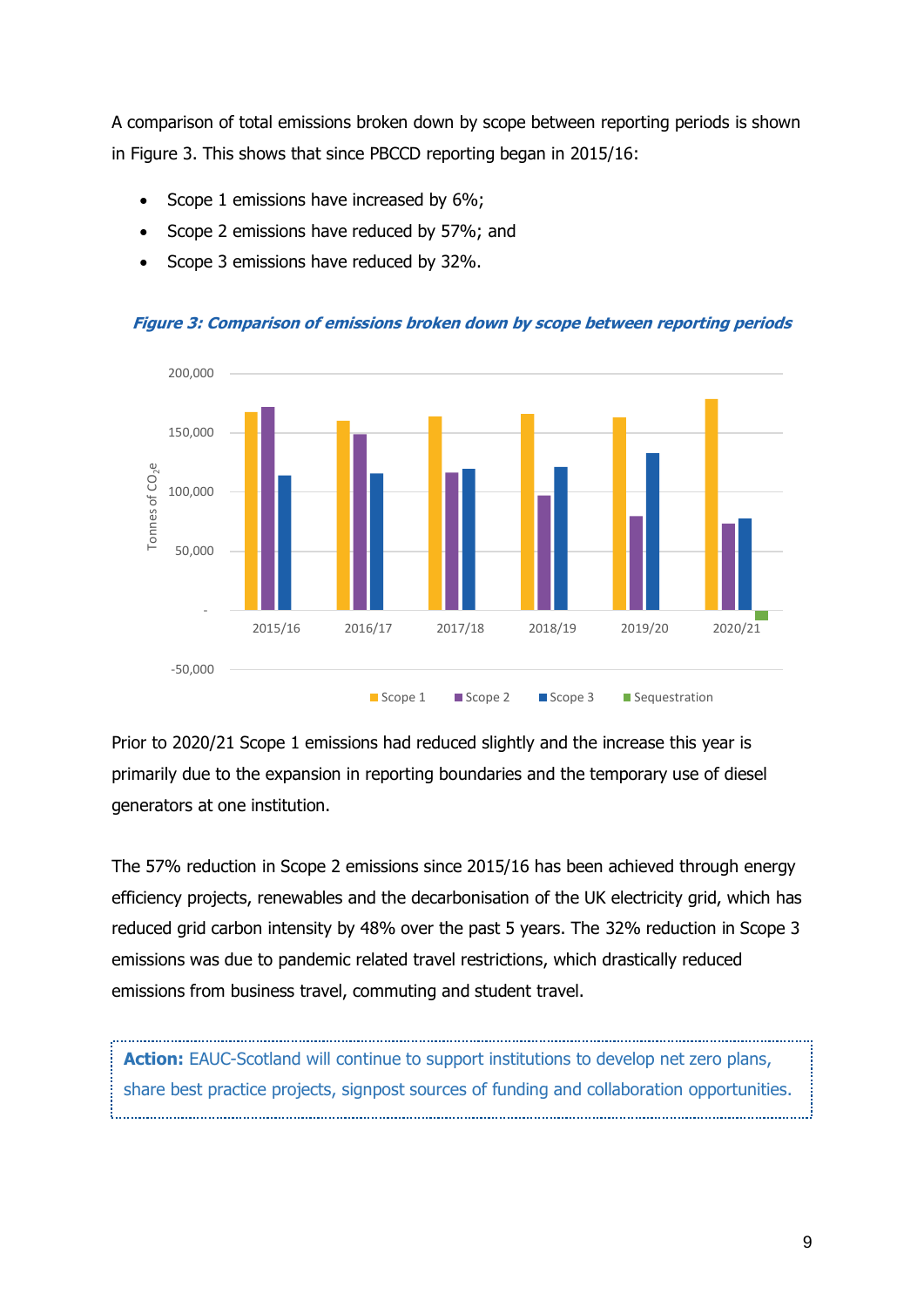A comparison of total emissions broken down by scope between reporting periods is shown in Figure 3. This shows that since PBCCD reporting began in 2015/16:

- Scope 1 emissions have increased by 6%;
- Scope 2 emissions have reduced by 57%; and
- Scope 3 emissions have reduced by 32%.

***Figure 3: Comparison of emissions broken down by scope between reporting periods***

Prior to 2020/21 Scope 1 emissions had reduced slightly and the increase this year is primarily due to the expansion in reporting boundaries and the temporary use of diesel generators at one institution.

The 57% reduction in Scope 2 emissions since 2015/16 has been achieved through energy efficiency projects, renewables and the decarbonisation of the UK electricity grid, which has reduced grid carbon intensity by 48% over the past 5 years. The 32% reduction in Scope 3 emissions was due to pandemic related travel restrictions, which drastically reduced emissions from business travel, commuting and student travel.

**Action:** EAUC-Scotland will continue to support institutions to develop net zero plans, share best practice projects, signpost sources of funding and collaboration opportunities.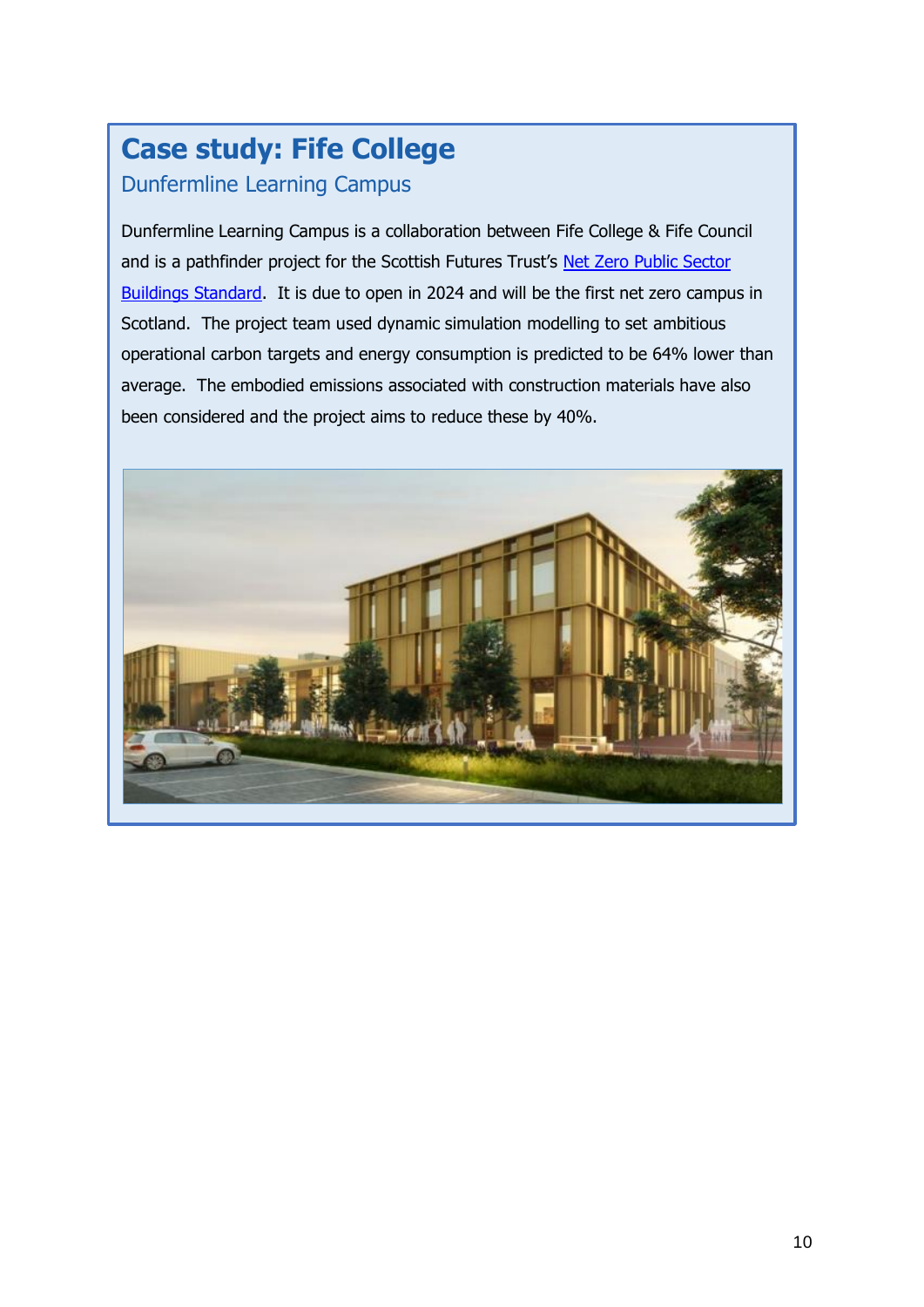# Case study: Fife College

## Dunfermline Learning Campus

Dunfermline Learning Campus is a collaboration between Fife College & Fife Council and is a pathfinder project for the Scottish Futures Trust's Net Zero Public Sector Buildings Standard. It is due to open in 2024 and will be the first net zero campus in Scotland. The project team used dynamic simulation modelling to set ambitious operational carbon targets and energy consumption is predicted to be 64% lower than average. The embodied emissions associated with construction materials have also been considered and the project aims to reduce these by 40%.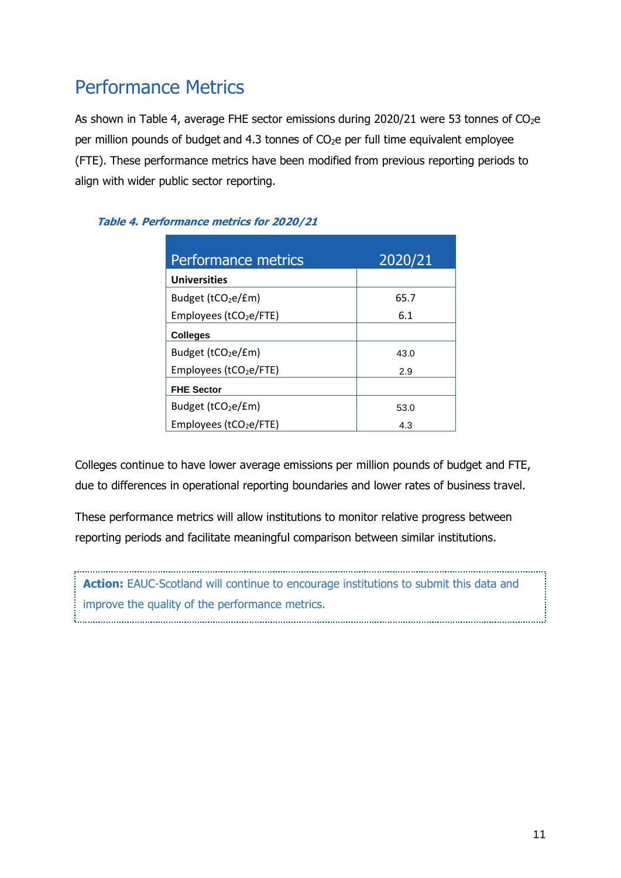## Performance Metrics

As shown in Table 4, average FHE sector emissions during 2020/21 were 53 tonnes of $CO_2e$ per million pounds of budget and 4.3 tonnes of $CO_2e$ per full time equivalent employee (FTE). These performance metrics have been modified from previous reporting periods to align with wider public sector reporting.

***Table 4. Performance metrics for 2020/21***

| Performance metrics | 2020/21 |
|---|---|
| **Universities** | |
| Budget ($tCO_2e$/£m) | 65.7 |
| Employees ($tCO_2e$/FTE) | 6.1 |
| **Colleges** | |
| Budget ($tCO_2e$/£m) | 43.0 |
| Employees ($tCO_2e$/FTE) | 2.9 |
| **FHE Sector** | |
| Budget ($tCO_2e$/£m) | 53.0 |
| Employees ($tCO_2e$/FTE) | 4.3 |

Colleges continue to have lower average emissions per million pounds of budget and FTE, due to differences in operational reporting boundaries and lower rates of business travel.

These performance metrics will allow institutions to monitor relative progress between reporting periods and facilitate meaningful comparison between similar institutions.

**Action:** EAUC-Scotland will continue to encourage institutions to submit this data and improve the quality of the performance metrics.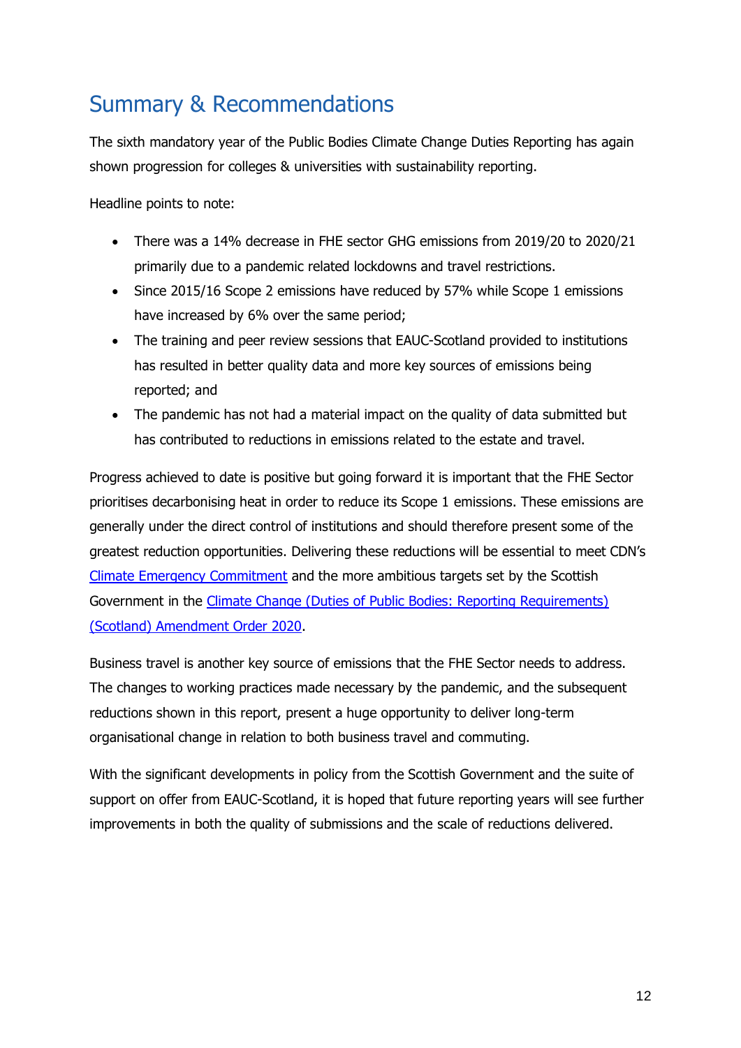## Summary & Recommendations

The sixth mandatory year of the Public Bodies Climate Change Duties Reporting has again shown progression for colleges & universities with sustainability reporting.

Headline points to note:

- There was a 14% decrease in FHE sector GHG emissions from 2019/20 to 2020/21 primarily due to a pandemic related lockdowns and travel restrictions.
- Since 2015/16 Scope 2 emissions have reduced by 57% while Scope 1 emissions have increased by 6% over the same period;
- The training and peer review sessions that EAUC-Scotland provided to institutions has resulted in better quality data and more key sources of emissions being reported; and
- The pandemic has not had a material impact on the quality of data submitted but has contributed to reductions in emissions related to the estate and travel.

Progress achieved to date is positive but going forward it is important that the FHE Sector prioritises decarbonising heat in order to reduce its Scope 1 emissions. These emissions are generally under the direct control of institutions and should therefore present some of the greatest reduction opportunities. Delivering these reductions will be essential to meet CDN's Climate Emergency Commitment and the more ambitious targets set by the Scottish Government in the Climate Change (Duties of Public Bodies: Reporting Requirements) (Scotland) Amendment Order 2020.

Business travel is another key source of emissions that the FHE Sector needs to address. The changes to working practices made necessary by the pandemic, and the subsequent reductions shown in this report, present a huge opportunity to deliver long-term organisational change in relation to both business travel and commuting.

With the significant developments in policy from the Scottish Government and the suite of support on offer from EAUC-Scotland, it is hoped that future reporting years will see further improvements in both the quality of submissions and the scale of reductions delivered.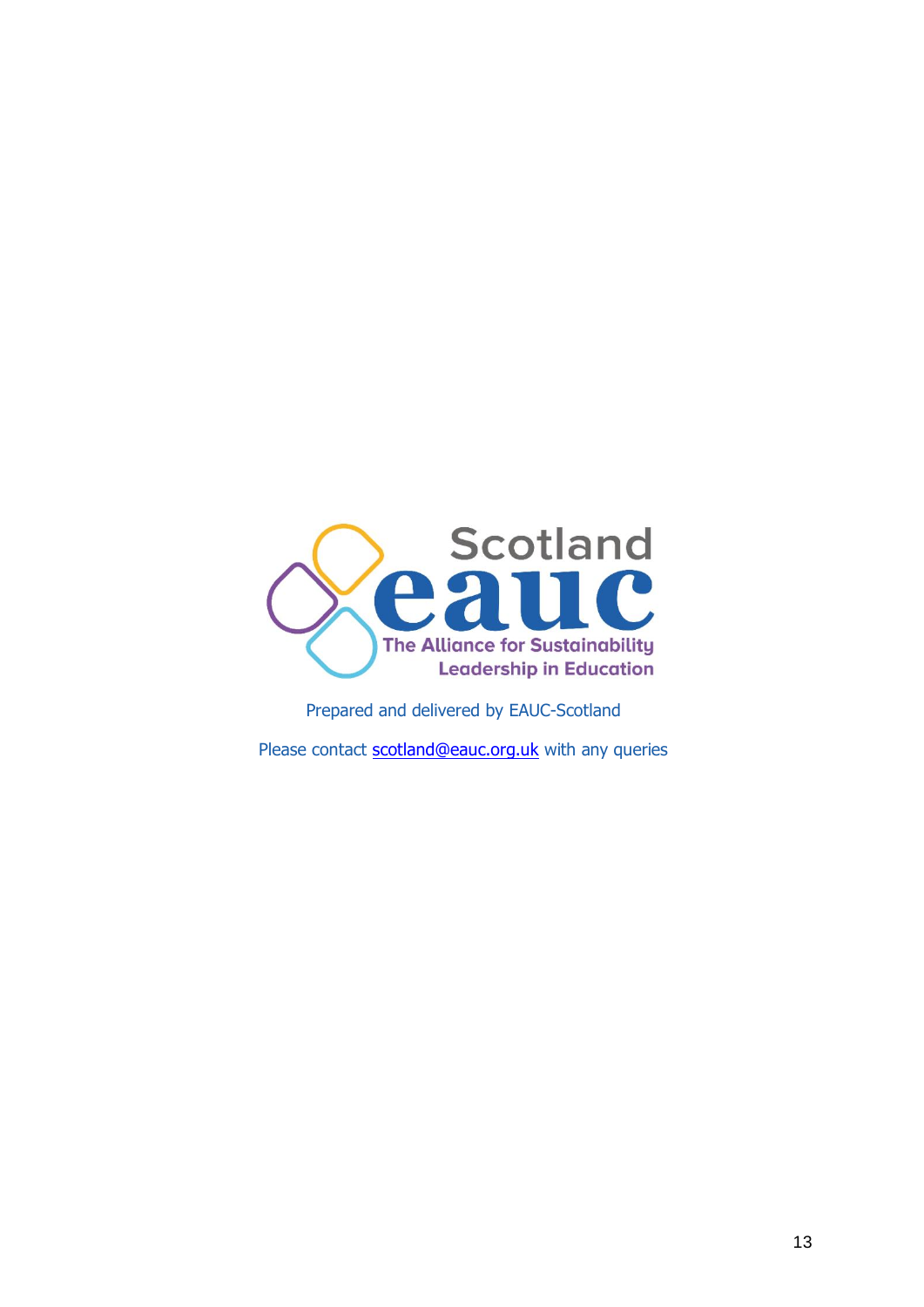Prepared and delivered by EAUC-Scotland

Please contact scotland@eauc.org.uk with any queries